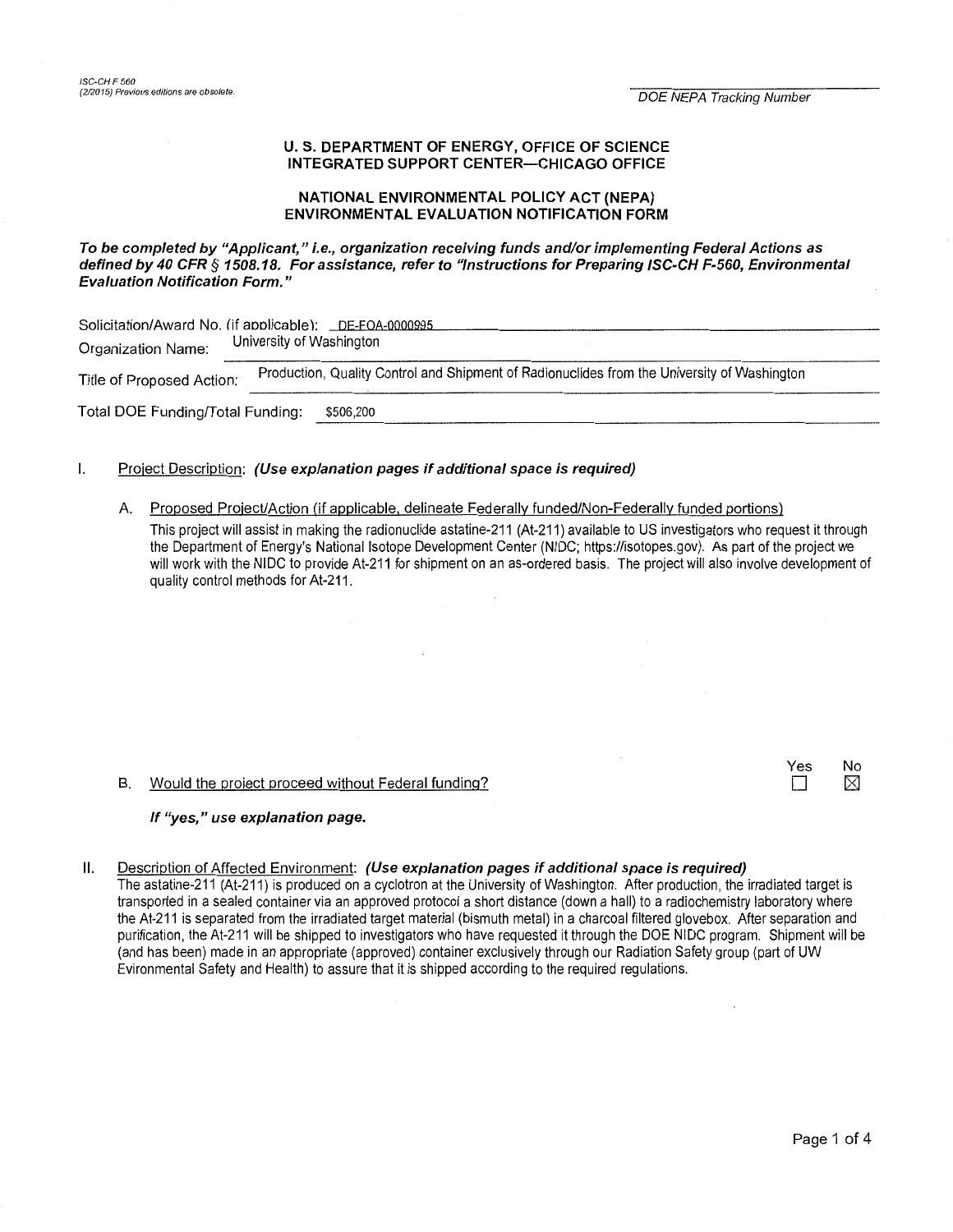ISC-CH F 560
(2/2015) Previous editions are obsolete.

DOE NEPA Tracking Number

**U. S. DEPARTMENT OF ENERGY, OFFICE OF SCIENCE**
**INTEGRATED SUPPORT CENTER—CHICAGO OFFICE**

**NATIONAL ENVIRONMENTAL POLICY ACT (NEPA)**
**ENVIRONMENTAL EVALUATION NOTIFICATION FORM**

***To be completed by "Applicant," i.e., organization receiving funds and/or implementing Federal Actions as defined by 40 CFR § 1508.18. For assistance, refer to "Instructions for Preparing ISC-CH F-560, Environmental Evaluation Notification Form."***

Solicitation/Award No. (if applicable): DE-FOA-0000995

Organization Name: University of Washington

Title of Proposed Action: Production, Quality Control and Shipment of Radionuclides from the University of Washington

Total DOE Funding/Total Funding: $506,200

I. Project Description: ***(Use explanation pages if additional space is required)***

A. Proposed Project/Action (if applicable, delineate Federally funded/Non-Federally funded portions)

This project will assist in making the radionuclide astatine-211 (At-211) available to US investigators who request it through the Department of Energy's National Isotope Development Center (NIDC; https://isotopes.gov). As part of the project we will work with the NIDC to provide At-211 for shipment on an as-ordered basis. The project will also involve development of quality control methods for At-211.

B. Would the project proceed without Federal funding? Yes ☐ No ☒

***If "yes," use explanation page.***

II. Description of Affected Environment: ***(Use explanation pages if additional space is required)***

The astatine-211 (At-211) is produced on a cyclotron at the University of Washington. After production, the irradiated target is transported in a sealed container via an approved protocol a short distance (down a hall) to a radiochemistry laboratory where the At-211 is separated from the irradiated target material (bismuth metal) in a charcoal filtered glovebox. After separation and purification, the At-211 will be shipped to investigators who have requested it through the DOE NIDC program. Shipment will be (and has been) made in an appropriate (approved) container exclusively through our Radiation Safety group (part of UW Environmental Safety and Health) to assure that it is shipped according to the required regulations.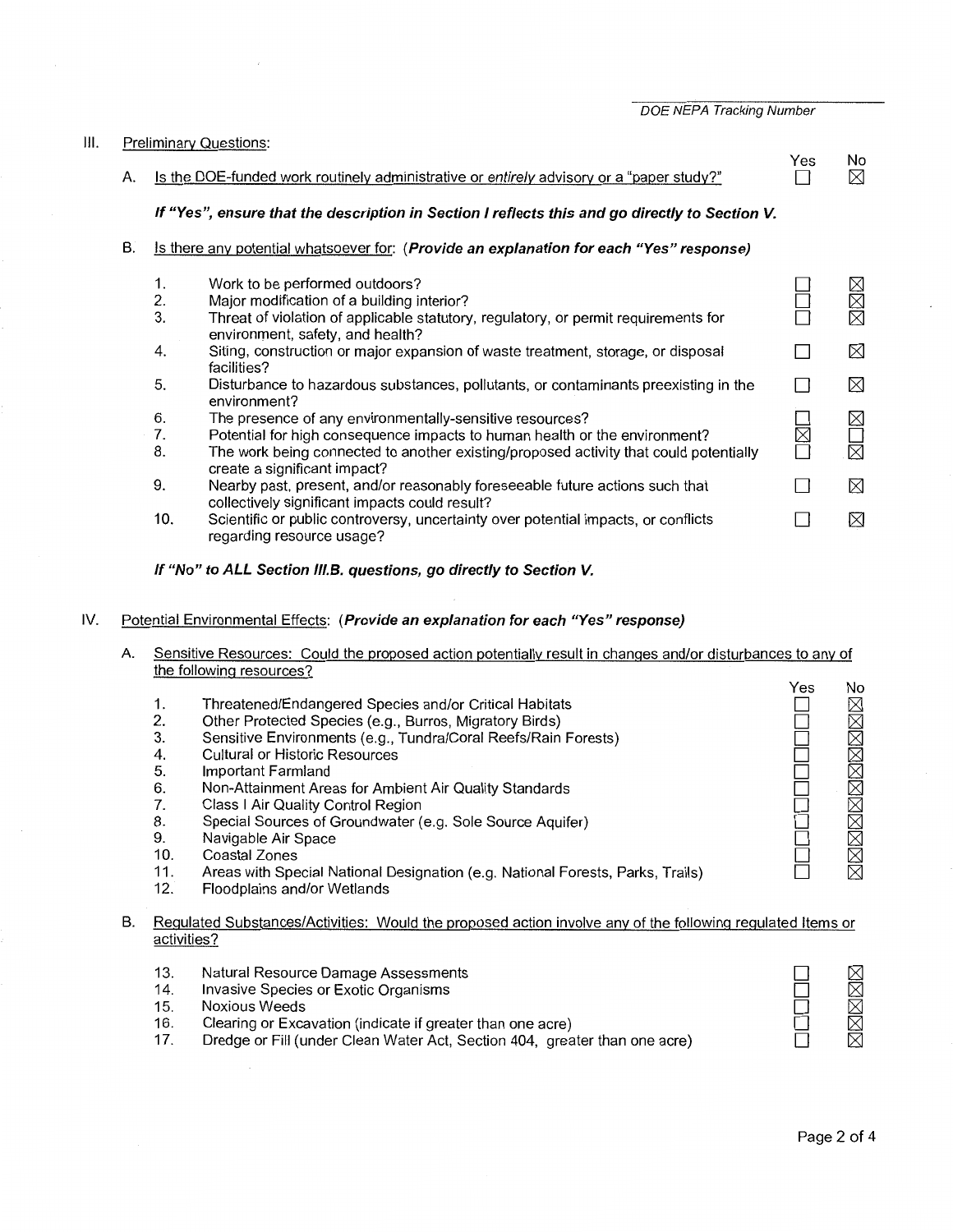DOE NEPA Tracking Number

## III. Preliminary Questions:

| | | Yes | No |
|---|---|---|---|
| A. | Is the DOE-funded work routinely administrative or *entirely* advisory or a "paper study?" | ☐ | ☒ |

***If "Yes", ensure that the description in Section I reflects this and go directly to Section V.***

B. Is there any potential whatsoever for: ***(Provide an explanation for each "Yes" response)***

| | | Yes | No |
|---|---|---|---|
| 1. | Work to be performed outdoors? | ☐ | ☒ |
| 2. | Major modification of a building interior? | ☐ | ☒ |
| 3. | Threat of violation of applicable statutory, regulatory, or permit requirements for environment, safety, and health? | ☐ | ☒ |
| 4. | Siting, construction or major expansion of waste treatment, storage, or disposal facilities? | ☐ | ☒ |
| 5. | Disturbance to hazardous substances, pollutants, or contaminants preexisting in the environment? | ☐ | ☒ |
| 6. | The presence of any environmentally-sensitive resources? | ☐ | ☒ |
| 7. | Potential for high consequence impacts to human health or the environment? | ☒ | ☐ |
| 8. | The work being connected to another existing/proposed activity that could potentially create a significant impact? | ☐ | ☒ |
| 9. | Nearby past, present, and/or reasonably foreseeable future actions such that collectively significant impacts could result? | ☐ | ☒ |
| 10. | Scientific or public controversy, uncertainty over potential impacts, or conflicts regarding resource usage? | ☐ | ☒ |

***If "No" to ALL Section III.B. questions, go directly to Section V.***

## IV. Potential Environmental Effects: ***(Provide an explanation for each "Yes" response)***

A. Sensitive Resources: Could the proposed action potentially result in changes and/or disturbances to any of the following resources?

| | | Yes | No |
|---|---|---|---|
| 1. | Threatened/Endangered Species and/or Critical Habitats | ☐ | ☒ |
| 2. | Other Protected Species (e.g., Burros, Migratory Birds) | ☐ | ☒ |
| 3. | Sensitive Environments (e.g., Tundra/Coral Reefs/Rain Forests) | ☐ | ☒ |
| 4. | Cultural or Historic Resources | ☐ | ☒ |
| 5. | Important Farmland | ☐ | ☒ |
| 6. | Non-Attainment Areas for Ambient Air Quality Standards | ☐ | ☒ |
| 7. | Class I Air Quality Control Region | ☐ | ☒ |
| 8. | Special Sources of Groundwater (e.g. Sole Source Aquifer) | ☐ | ☒ |
| 9. | Navigable Air Space | ☐ | ☒ |
| 10. | Coastal Zones | ☐ | ☒ |
| 11. | Areas with Special National Designation (e.g. National Forests, Parks, Trails) | ☐ | ☒ |
| 12. | Floodplains and/or Wetlands | | |

B. Regulated Substances/Activities: Would the proposed action involve any of the following regulated Items or activities?

| | | Yes | No |
|---|---|---|---|
| 13. | Natural Resource Damage Assessments | ☐ | ☒ |
| 14. | Invasive Species or Exotic Organisms | ☐ | ☒ |
| 15. | Noxious Weeds | ☐ | ☒ |
| 16. | Clearing or Excavation (indicate if greater than one acre) | ☐ | ☒ |
| 17. | Dredge or Fill (under Clean Water Act, Section 404, greater than one acre) | ☐ | ☒ |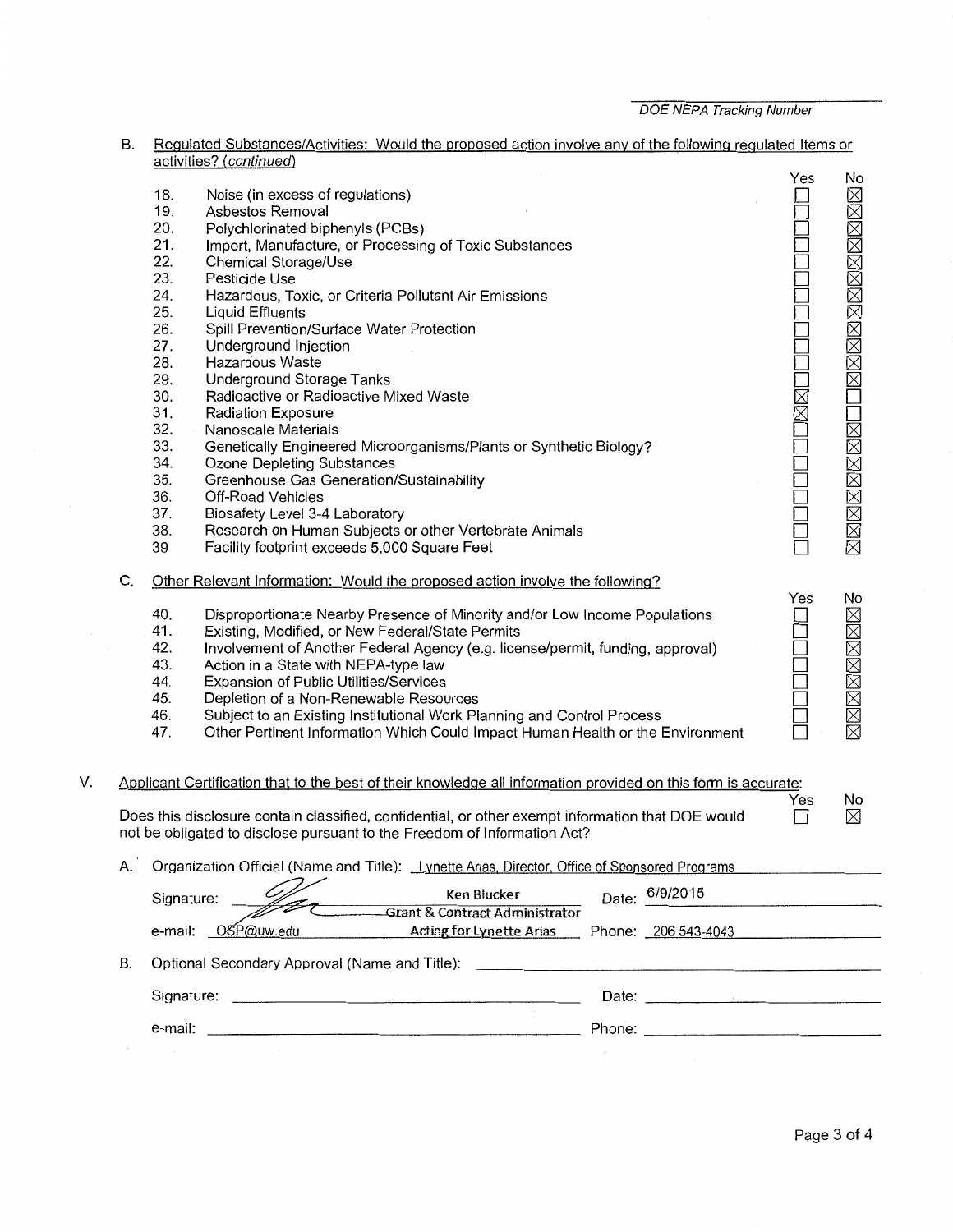DOE NEPA Tracking Number

B. Regulated Substances/Activities: Would the proposed action involve any of the following regulated Items or activities? (*continued*)

| | | Yes | No |
|---|---|---|---|
| 18. | Noise (in excess of regulations) | ☐ | ☒ |
| 19. | Asbestos Removal | ☐ | ☒ |
| 20. | Polychlorinated biphenyls (PCBs) | ☐ | ☒ |
| 21. | Import, Manufacture, or Processing of Toxic Substances | ☐ | ☒ |
| 22. | Chemical Storage/Use | ☐ | ☒ |
| 23. | Pesticide Use | ☐ | ☒ |
| 24. | Hazardous, Toxic, or Criteria Pollutant Air Emissions | ☐ | ☒ |
| 25. | Liquid Effluents | ☐ | ☒ |
| 26. | Spill Prevention/Surface Water Protection | ☐ | ☒ |
| 27. | Underground Injection | ☐ | ☒ |
| 28. | Hazardous Waste | ☐ | ☒ |
| 29. | Underground Storage Tanks | ☐ | ☒ |
| 30. | Radioactive or Radioactive Mixed Waste | ☒ | ☐ |
| 31. | Radiation Exposure | ☒ | ☐ |
| 32. | Nanoscale Materials | ☐ | ☒ |
| 33. | Genetically Engineered Microorganisms/Plants or Synthetic Biology? | ☐ | ☒ |
| 34. | Ozone Depleting Substances | ☐ | ☒ |
| 35. | Greenhouse Gas Generation/Sustainability | ☐ | ☒ |
| 36. | Off-Road Vehicles | ☐ | ☒ |
| 37. | Biosafety Level 3-4 Laboratory | ☐ | ☒ |
| 38. | Research on Human Subjects or other Vertebrate Animals | ☐ | ☒ |
| 39 | Facility footprint exceeds 5,000 Square Feet | ☐ | ☒ |

C. Other Relevant Information: Would the proposed action involve the following?

| | | Yes | No |
|---|---|---|---|
| 40. | Disproportionate Nearby Presence of Minority and/or Low Income Populations | ☐ | ☒ |
| 41. | Existing, Modified, or New Federal/State Permits | ☐ | ☒ |
| 42. | Involvement of Another Federal Agency (e.g. license/permit, funding, approval) | ☐ | ☒ |
| 43. | Action in a State with NEPA-type law | ☐ | ☒ |
| 44. | Expansion of Public Utilities/Services | ☐ | ☒ |
| 45. | Depletion of a Non-Renewable Resources | ☐ | ☒ |
| 46. | Subject to an Existing Institutional Work Planning and Control Process | ☐ | ☒ |
| 47. | Other Pertinent Information Which Could Impact Human Health or the Environment | ☐ | ☒ |

V. Applicant Certification that to the best of their knowledge all information provided on this form is accurate:

| | Yes | No |
|---|---|---|
| Does this disclosure contain classified, confidential, or other exempt information that DOE would not be obligated to disclose pursuant to the Freedom of Information Act? | ☐ | ☒ |

A. Organization Official (Name and Title): Lynette Arias, Director, Office of Sponsored Programs

Signature: [signature] Ken Blucker, Grant & Contract Administrator, Acting for Lynette Arias Date: 6/9/2015

e-mail: OSP@uw.edu Phone: 206 543-4043

B. Optional Secondary Approval (Name and Title): ______________________

Signature: ______________________ Date: ______________________

e-mail: ______________________ Phone: ______________________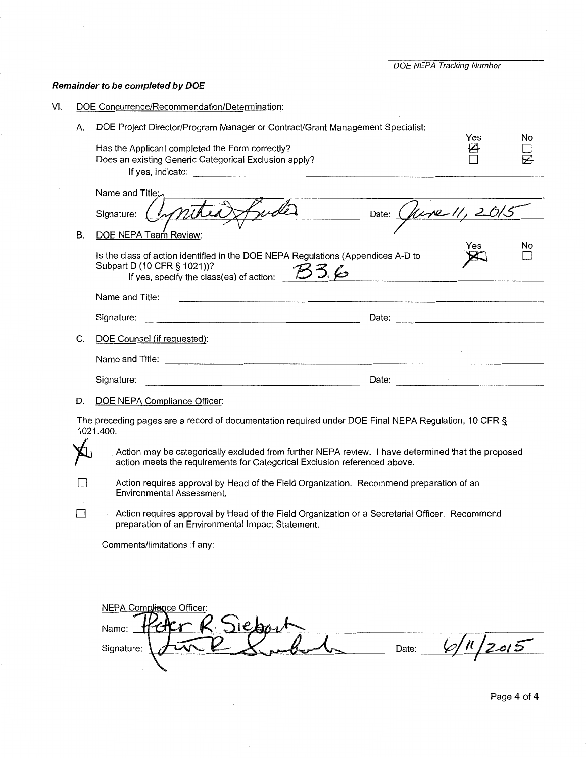DOE NEPA Tracking Number

***Remainder to be completed by DOE***

VI. DOE Concurrence/Recommendation/Determination:

A. DOE Project Director/Program Manager or Contract/Grant Management Specialist:

| | Yes | No |
|---|---|---|
| Has the Applicant completed the Form correctly? | ☒ | ☐ |
| Does an existing Generic Categorical Exclusion apply? | ☐ | ☒ |

If yes, indicate:

Name and Title:

Signature: Cynthia Snyder    Date: June 11, 2015

B. DOE NEPA Team Review:

| | Yes | No |
|---|---|---|
| Is the class of action identified in the DOE NEPA Regulations (Appendices A-D to Subpart D (10 CFR § 1021))? | ☒ | ☐ |

If yes, specify the class(es) of action: B3.6

Name and Title:

Signature:    Date:

C. DOE Counsel (if requested):

Name and Title:

Signature:    Date:

D. DOE NEPA Compliance Officer:

The preceding pages are a record of documentation required under DOE Final NEPA Regulation, 10 CFR § 1021.400.

☒ Action may be categorically excluded from further NEPA review. I have determined that the proposed action meets the requirements for Categorical Exclusion referenced above.

☐ Action requires approval by Head of the Field Organization. Recommend preparation of an Environmental Assessment.

☐ Action requires approval by Head of the Field Organization or a Secretarial Officer. Recommend preparation of an Environmental Impact Statement.

Comments/limitations if any:

NEPA Compliance Officer:

Name: Peter R. Siebach

Signature: Peter R. Siebach    Date: 6/11/2015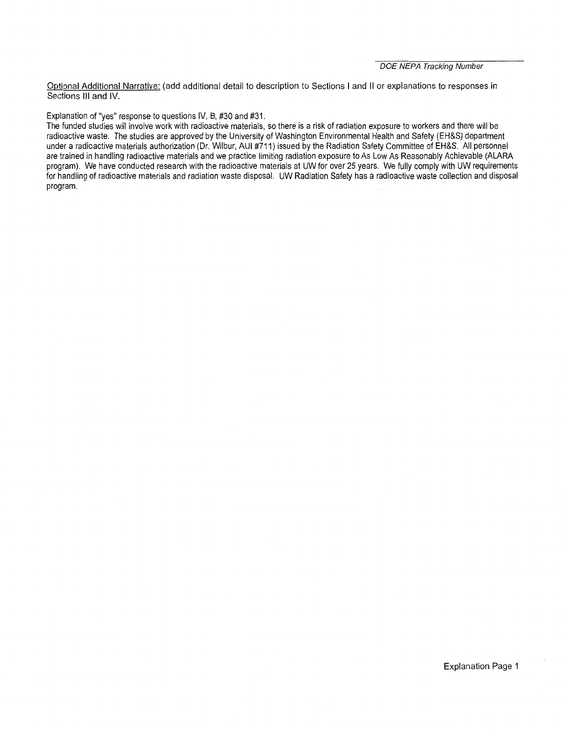DOE NEPA Tracking Number

Optional Additional Narrative: (add additional detail to description to Sections I and II or explanations to responses in Sections III and IV.

Explanation of "yes" response to questions IV, B, #30 and #31.

The funded studies will involve work with radioactive materials, so there is a risk of radiation exposure to workers and there will be radioactive waste. The studies are approved by the University of Washington Environmental Health and Safety (EH&S) department under a radioactive materials authorization (Dr. Wilbur, AUI #711) issued by the Radiation Safety Committee of EH&S. All personnel are trained in handling radioactive materials and we practice limiting radiation exposure to As Low As Reasonably Achievable (ALARA program). We have conducted research with the radioactive materials at UW for over 25 years. We fully comply with UW requirements for handling of radioactive materials and radiation waste disposal. UW Radiation Safety has a radioactive waste collection and disposal program.

Explanation Page 1